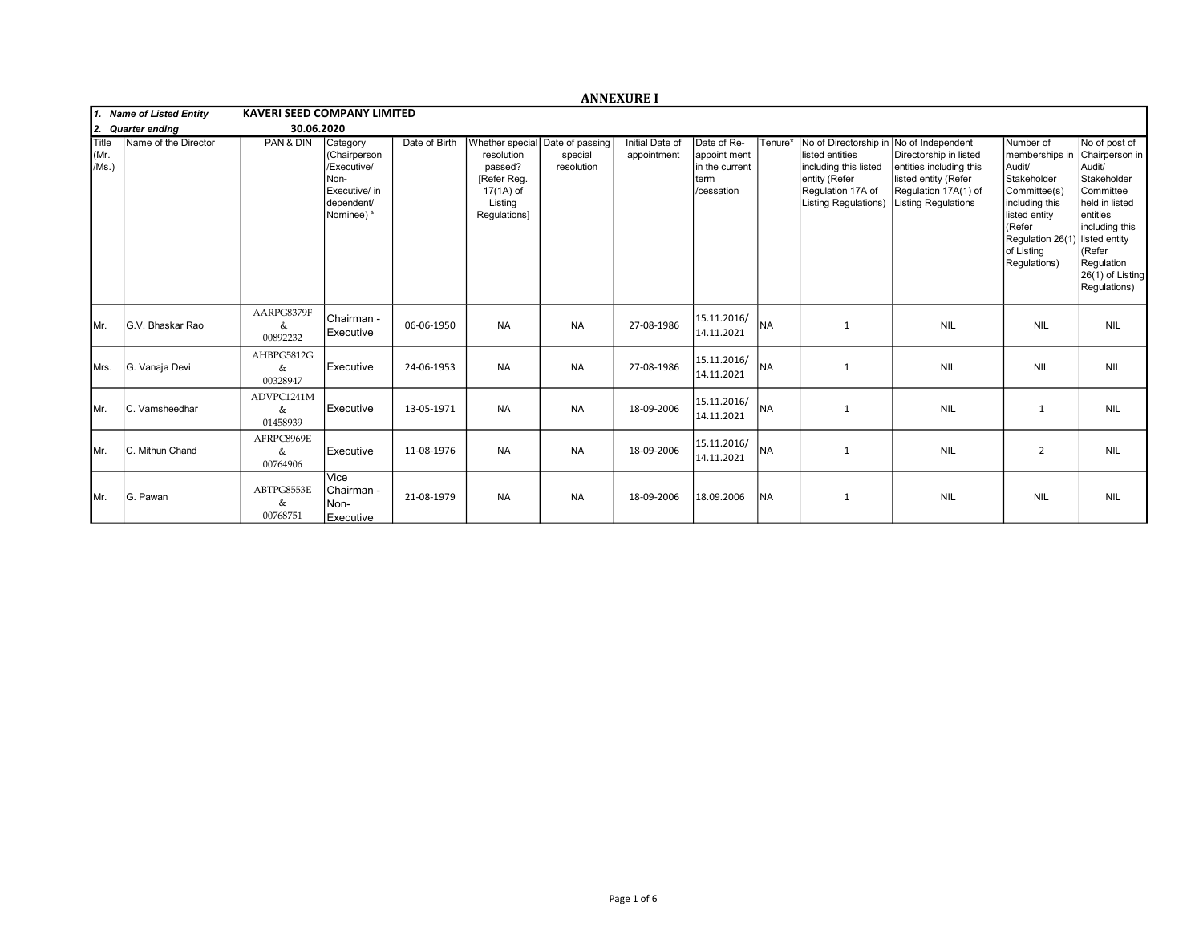# ANNEXURE I

| 1. Name of Listed Entity | KAVERI SEED COMPANY LIMITED | | | | | | | | | | | | |
|---|---|---|---|---|---|---|---|---|---|---|---|---|---|
| 2. Quarter ending | 30.06.2020 | | | | | | | | | | | | |
| Title (Mr. /Ms.) | Name of the Director | PAN & DIN | Category (Chairperson /Executive/ Non-Executive/ independent/ Nominee) & | Date of Birth | Whether special resolution passed? [Refer Reg. 17(1A) of Listing Regulations] | Date of passing special resolution | Initial Date of appointment | Date of Re-appoint ment in the current term /cessation | Tenure* | No of Directorship in listed entities including this listed entity (Refer Regulation 17A of Listing Regulations) | No of Independent Directorship in listed entities including this listed entity (Refer Regulation 17A(1) of Listing Regulations | Number of memberships in Audit/ Stakeholder Committee(s) including this listed entity (Refer Regulation 26(1) of Listing Regulations) | No of post of Chairperson in Audit/ Stakeholder Committee held in listed entities including this listed entity (Refer Regulation 26(1) of Listing Regulations) |
| Mr. | G.V. Bhaskar Rao | AARPG8379F & 00892232 | Chairman - Executive | 06-06-1950 | NA | NA | 27-08-1986 | 15.11.2016/ 14.11.2021 | NA | 1 | NIL | NIL | NIL |
| Mrs. | G. Vanaja Devi | AHBPG5812G & 00328947 | Executive | 24-06-1953 | NA | NA | 27-08-1986 | 15.11.2016/ 14.11.2021 | NA | 1 | NIL | NIL | NIL |
| Mr. | C. Vamsheedhar | ADVPC1241M & 01458939 | Executive | 13-05-1971 | NA | NA | 18-09-2006 | 15.11.2016/ 14.11.2021 | NA | 1 | NIL | 1 | NIL |
| Mr. | C. Mithun Chand | AFRPC8969E & 00764906 | Executive | 11-08-1976 | NA | NA | 18-09-2006 | 15.11.2016/ 14.11.2021 | NA | 1 | NIL | 2 | NIL |
| Mr. | G. Pawan | ABTPG8553E & 00768751 | Vice Chairman - Non-Executive | 21-08-1979 | NA | NA | 18-09-2006 | 18.09.2006 | NA | 1 | NIL | NIL | NIL |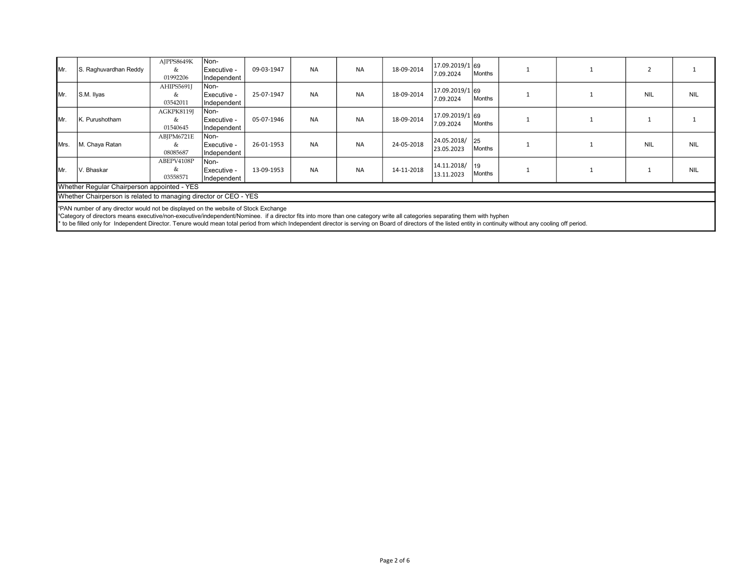| | | | | | | | | | | | | | |
|---|---|---|---|---|---|---|---|---|---|---|---|---|---|
| Mr. | S. Raghuvardhan Reddy | AJPPS8649K & 01992206 | Non-Executive - Independent | 09-03-1947 | NA | NA | 18-09-2014 | 17.09.2019/17.09.2024 | 69 Months | 1 | 1 | 2 | 1 |
| Mr. | S.M. Ilyas | AHIPS5691J & 03542011 | Non-Executive - Independent | 25-07-1947 | NA | NA | 18-09-2014 | 17.09.2019/17.09.2024 | 69 Months | 1 | 1 | NIL | NIL |
| Mr. | K. Purushotham | AGKPK8119J & 01540645 | Non-Executive - Independent | 05-07-1946 | NA | NA | 18-09-2014 | 17.09.2019/17.09.2024 | 69 Months | 1 | 1 | 1 | 1 |
| Mrs. | M. Chaya Ratan | ABJPM6721E & 08085687 | Non-Executive - Independent | 26-01-1953 | NA | NA | 24-05-2018 | 24.05.2018/23.05.2023 | 25 Months | 1 | 1 | NIL | NIL |
| Mr. | V. Bhaskar | ABEPV4108P & 03558571 | Non-Executive - Independent | 13-09-1953 | NA | NA | 14-11-2018 | 14.11.2018/13.11.2023 | 19 Months | 1 | 1 | 1 | NIL |

Whether Regular Chairperson appointed - YES

Whether Chairperson is related to managing director or CEO - YES

$PAN number of any director would not be displayed on the website of Stock Exchange

&Category of directors means executive/non-executive/independent/Nominee. if a director fits into more than one category write all categories separating them with hyphen

* to be filled only for Independent Director. Tenure would mean total period from which Independent director is serving on Board of directors of the listed entity in continuity without any cooling off period.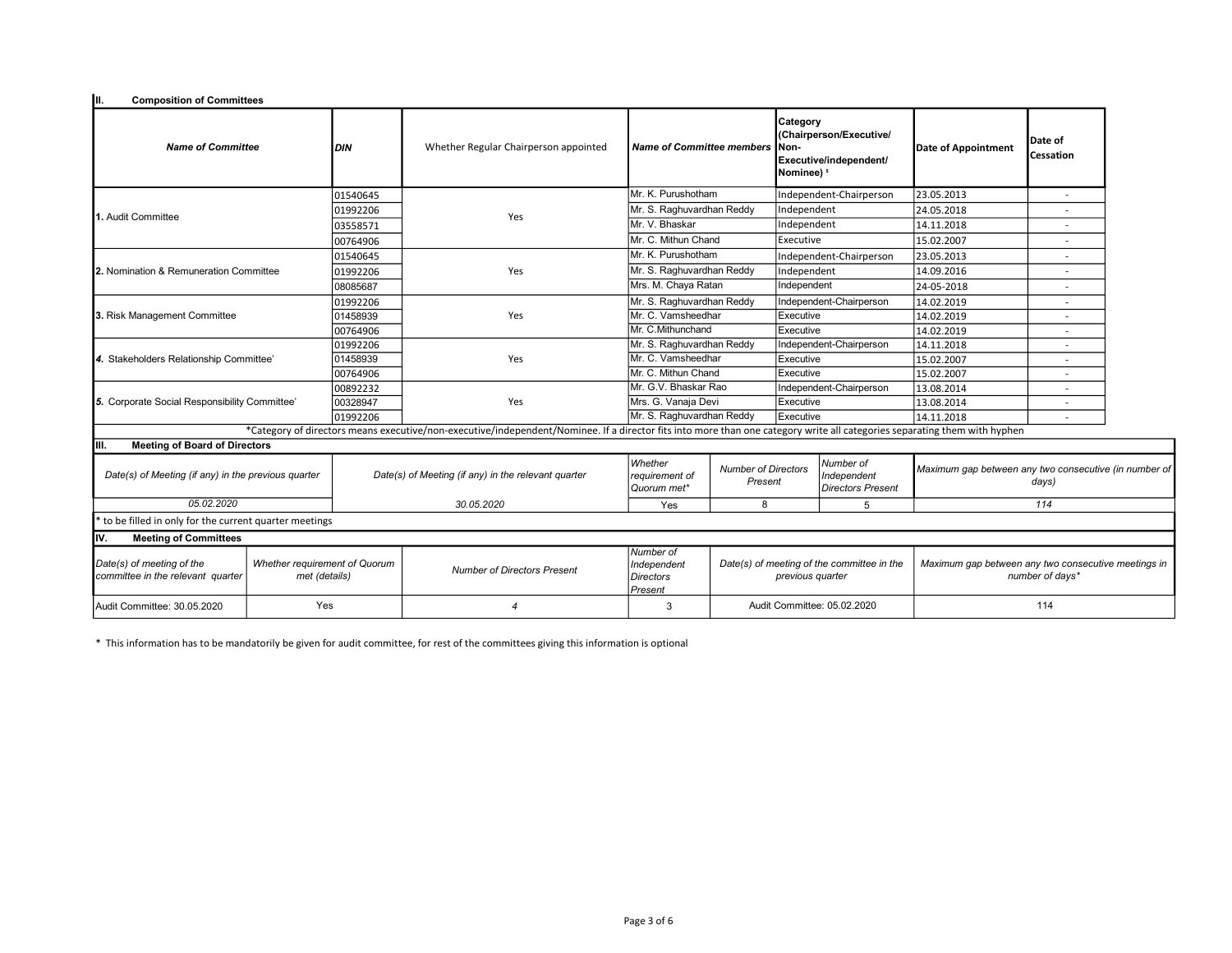## II. Composition of Committees

| Name of Committee | DIN | Whether Regular Chairperson appointed | Name of Committee members | Category (Chairperson/Executive/ Non-Executive/independent/ Nominee) [1] | Date of Appointment | Date of Cessation |
|---|---|---|---|---|---|---|
| 1. Audit Committee | 01540645 | Yes | Mr. K. Purushotham | Independent-Chairperson | 23.05.2013 | - |
| | 01992206 | | Mr. S. Raghuvardhan Reddy | Independent | 24.05.2018 | - |
| | 03558571 | | Mr. V. Bhaskar | Independent | 14.11.2018 | - |
| | 00764906 | | Mr. C. Mithun Chand | Executive | 15.02.2007 | - |
| 2. Nomination & Remuneration Committee | 01540645 | Yes | Mr. K. Purushotham | Independent-Chairperson | 23.05.2013 | - |
| | 01992206 | | Mr. S. Raghuvardhan Reddy | Independent | 14.09.2016 | - |
| | 08085687 | | Mrs. M. Chaya Ratan | Independent | 24-05-2018 | - |
| 3. Risk Management Committee | 01992206 | Yes | Mr. S. Raghuvardhan Reddy | Independent-Chairperson | 14.02.2019 | - |
| | 01458939 | | Mr. C. Vamsheedhar | Executive | 14.02.2019 | - |
| | 00764906 | | Mr. C.Mithunchand | Executive | 14.02.2019 | - |
| 4. Stakeholders Relationship Committee' | 01992206 | Yes | Mr. S. Raghuvardhan Reddy | Independent-Chairperson | 14.11.2018 | - |
| | 01458939 | | Mr. C. Vamsheedhar | Executive | 15.02.2007 | - |
| | 00764906 | | Mr. C. Mithun Chand | Executive | 15.02.2007 | - |
| 5. Corporate Social Responsibility Committee' | 00892232 | Yes | Mr. G.V. Bhaskar Rao | Independent-Chairperson | 13.08.2014 | - |
| | 00328947 | | Mrs. G. Vanaja Devi | Executive | 13.08.2014 | - |
| | 01992206 | | Mr. S. Raghuvardhan Reddy | Executive | 14.11.2018 | - |

*Category of directors means executive/non-executive/independent/Nominee. If a director fits into more than one category write all categories separating them with hyphen

## III. Meeting of Board of Directors

| Date(s) of Meeting (if any) in the previous quarter | Date(s) of Meeting (if any) in the relevant quarter | Whether requirement of Quorum met* | Number of Directors Present | Number of Independent Directors Present | Maximum gap between any two consecutive (in number of days) |
|---|---|---|---|---|---|
| 05.02.2020 | 30.05.2020 | Yes | 8 | 5 | 114 |

* to be filled in only for the current quarter meetings

## IV. Meeting of Committees

| Date(s) of meeting of the committee in the relevant quarter | Whether requirement of Quorum met (details) | Number of Directors Present | Number of Independent Directors Present | Date(s) of meeting of the committee in the previous quarter | Maximum gap between any two consecutive meetings in number of days* |
|---|---|---|---|---|---|
| Audit Committee: 30.05.2020 | Yes | 4 | 3 | Audit Committee: 05.02.2020 | 114 |

* This information has to be mandatorily be given for audit committee, for rest of the committees giving this information is optional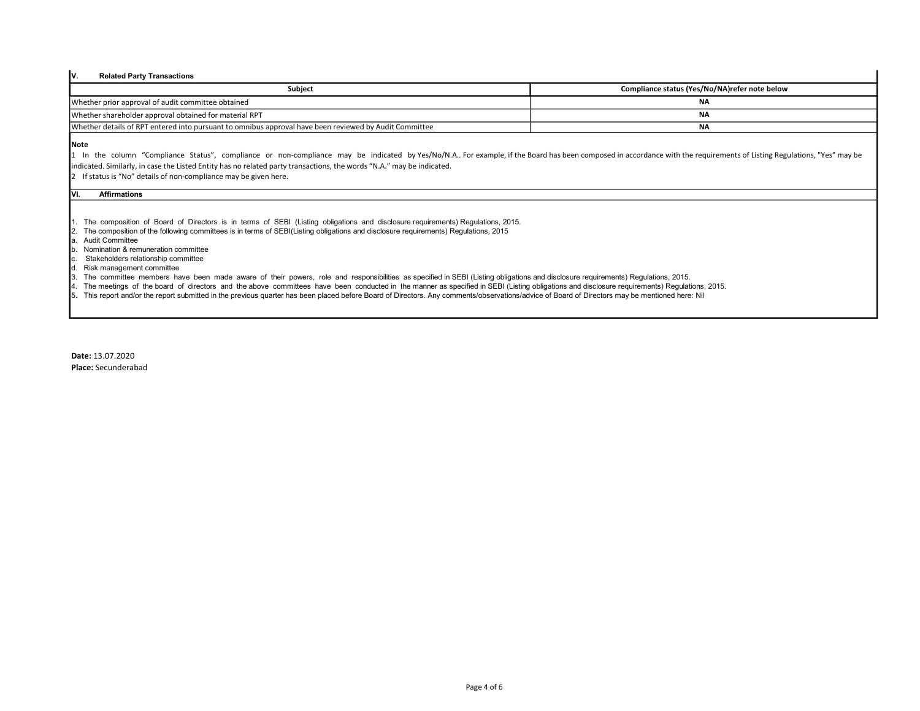### V. Related Party Transactions

| Subject | Compliance status (Yes/No/NA)refer note below |
|---|---|
| Whether prior approval of audit committee obtained | NA |
| Whether shareholder approval obtained for material RPT | NA |
| Whether details of RPT entered into pursuant to omnibus approval have been reviewed by Audit Committee | NA |

**Note**

1 In the column "Compliance Status", compliance or non-compliance may be indicated by Yes/No/N.A.. For example, if the Board has been composed in accordance with the requirements of Listing Regulations, "Yes" may be indicated. Similarly, in case the Listed Entity has no related party transactions, the words "N.A." may be indicated.

2 If status is "No" details of non-compliance may be given here.

### VI. Affirmations

1. The composition of Board of Directors is in terms of SEBI (Listing obligations and disclosure requirements) Regulations, 2015.
2. The composition of the following committees is in terms of SEBI(Listing obligations and disclosure requirements) Regulations, 2015

a. Audit Committee
b. Nomination & remuneration committee
c. Stakeholders relationship committee
d. Risk management committee

3. The committee members have been made aware of their powers, role and responsibilities as specified in SEBI (Listing obligations and disclosure requirements) Regulations, 2015.
4. The meetings of the board of directors and the above committees have been conducted in the manner as specified in SEBI (Listing obligations and disclosure requirements) Regulations, 2015.
5. This report and/or the report submitted in the previous quarter has been placed before Board of Directors. Any comments/observations/advice of Board of Directors may be mentioned here: Nil

**Date:** 13.07.2020
**Place:** Secunderabad